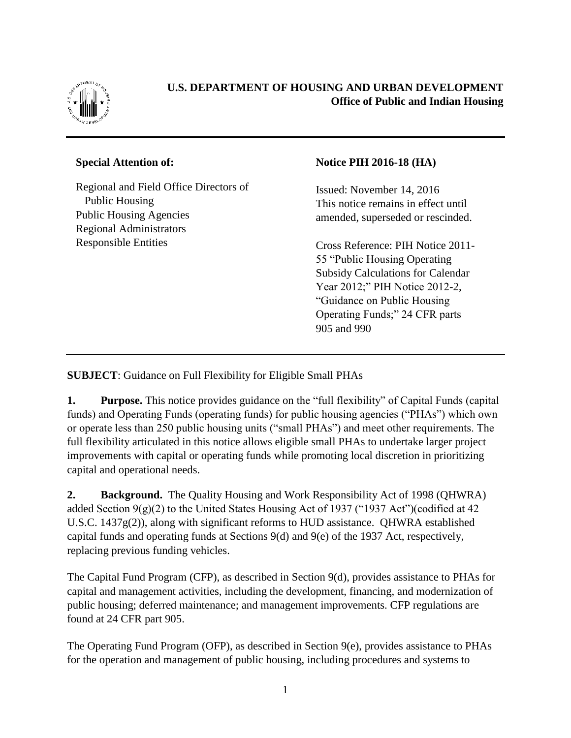**U.S. DEPARTMENT OF HOUSING AND URBAN DEVELOPMENT**
**Office of Public and Indian Housing**

---

**Special Attention of:**

Regional and Field Office Directors of Public Housing
Public Housing Agencies
Regional Administrators
Responsible Entities

**Notice PIH 2016-18 (HA)**

Issued: November 14, 2016
This notice remains in effect until amended, superseded or rescinded.

Cross Reference: PIH Notice 2011-55 "Public Housing Operating Subsidy Calculations for Calendar Year 2012;" PIH Notice 2012-2, "Guidance on Public Housing Operating Funds;" 24 CFR parts 905 and 990

---

**SUBJECT**: Guidance on Full Flexibility for Eligible Small PHAs

**1. Purpose.** This notice provides guidance on the "full flexibility" of Capital Funds (capital funds) and Operating Funds (operating funds) for public housing agencies ("PHAs") which own or operate less than 250 public housing units ("small PHAs") and meet other requirements. The full flexibility articulated in this notice allows eligible small PHAs to undertake larger project improvements with capital or operating funds while promoting local discretion in prioritizing capital and operational needs.

**2. Background.** The Quality Housing and Work Responsibility Act of 1998 (QHWRA) added Section 9(g)(2) to the United States Housing Act of 1937 ("1937 Act")(codified at 42 U.S.C. 1437g(2)), along with significant reforms to HUD assistance. QHWRA established capital funds and operating funds at Sections 9(d) and 9(e) of the 1937 Act, respectively, replacing previous funding vehicles.

The Capital Fund Program (CFP), as described in Section 9(d), provides assistance to PHAs for capital and management activities, including the development, financing, and modernization of public housing; deferred maintenance; and management improvements. CFP regulations are found at 24 CFR part 905.

The Operating Fund Program (OFP), as described in Section 9(e), provides assistance to PHAs for the operation and management of public housing, including procedures and systems to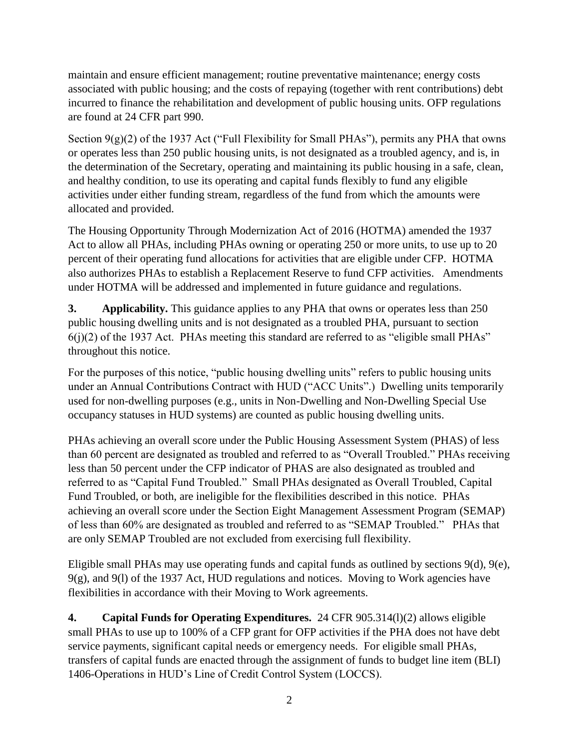maintain and ensure efficient management; routine preventative maintenance; energy costs associated with public housing; and the costs of repaying (together with rent contributions) debt incurred to finance the rehabilitation and development of public housing units. OFP regulations are found at 24 CFR part 990.

Section 9(g)(2) of the 1937 Act ("Full Flexibility for Small PHAs"), permits any PHA that owns or operates less than 250 public housing units, is not designated as a troubled agency, and is, in the determination of the Secretary, operating and maintaining its public housing in a safe, clean, and healthy condition, to use its operating and capital funds flexibly to fund any eligible activities under either funding stream, regardless of the fund from which the amounts were allocated and provided.

The Housing Opportunity Through Modernization Act of 2016 (HOTMA) amended the 1937 Act to allow all PHAs, including PHAs owning or operating 250 or more units, to use up to 20 percent of their operating fund allocations for activities that are eligible under CFP. HOTMA also authorizes PHAs to establish a Replacement Reserve to fund CFP activities. Amendments under HOTMA will be addressed and implemented in future guidance and regulations.

**3. Applicability.** This guidance applies to any PHA that owns or operates less than 250 public housing dwelling units and is not designated as a troubled PHA, pursuant to section 6(j)(2) of the 1937 Act. PHAs meeting this standard are referred to as "eligible small PHAs" throughout this notice.

For the purposes of this notice, "public housing dwelling units" refers to public housing units under an Annual Contributions Contract with HUD ("ACC Units".) Dwelling units temporarily used for non-dwelling purposes (e.g., units in Non-Dwelling and Non-Dwelling Special Use occupancy statuses in HUD systems) are counted as public housing dwelling units.

PHAs achieving an overall score under the Public Housing Assessment System (PHAS) of less than 60 percent are designated as troubled and referred to as "Overall Troubled." PHAs receiving less than 50 percent under the CFP indicator of PHAS are also designated as troubled and referred to as "Capital Fund Troubled." Small PHAs designated as Overall Troubled, Capital Fund Troubled, or both, are ineligible for the flexibilities described in this notice. PHAs achieving an overall score under the Section Eight Management Assessment Program (SEMAP) of less than 60% are designated as troubled and referred to as "SEMAP Troubled." PHAs that are only SEMAP Troubled are not excluded from exercising full flexibility.

Eligible small PHAs may use operating funds and capital funds as outlined by sections 9(d), 9(e), 9(g), and 9(l) of the 1937 Act, HUD regulations and notices. Moving to Work agencies have flexibilities in accordance with their Moving to Work agreements.

**4. Capital Funds for Operating Expenditures.** 24 CFR 905.314(l)(2) allows eligible small PHAs to use up to 100% of a CFP grant for OFP activities if the PHA does not have debt service payments, significant capital needs or emergency needs. For eligible small PHAs, transfers of capital funds are enacted through the assignment of funds to budget line item (BLI) 1406-Operations in HUD's Line of Credit Control System (LOCCS).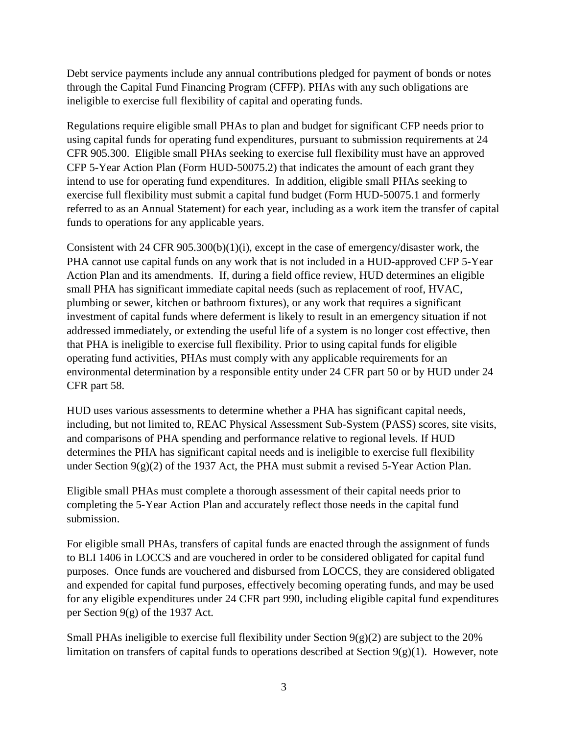Debt service payments include any annual contributions pledged for payment of bonds or notes through the Capital Fund Financing Program (CFFP). PHAs with any such obligations are ineligible to exercise full flexibility of capital and operating funds.

Regulations require eligible small PHAs to plan and budget for significant CFP needs prior to using capital funds for operating fund expenditures, pursuant to submission requirements at 24 CFR 905.300. Eligible small PHAs seeking to exercise full flexibility must have an approved CFP 5-Year Action Plan (Form HUD-50075.2) that indicates the amount of each grant they intend to use for operating fund expenditures. In addition, eligible small PHAs seeking to exercise full flexibility must submit a capital fund budget (Form HUD-50075.1 and formerly referred to as an Annual Statement) for each year, including as a work item the transfer of capital funds to operations for any applicable years.

Consistent with 24 CFR 905.300(b)(1)(i), except in the case of emergency/disaster work, the PHA cannot use capital funds on any work that is not included in a HUD-approved CFP 5-Year Action Plan and its amendments. If, during a field office review, HUD determines an eligible small PHA has significant immediate capital needs (such as replacement of roof, HVAC, plumbing or sewer, kitchen or bathroom fixtures), or any work that requires a significant investment of capital funds where deferment is likely to result in an emergency situation if not addressed immediately, or extending the useful life of a system is no longer cost effective, then that PHA is ineligible to exercise full flexibility. Prior to using capital funds for eligible operating fund activities, PHAs must comply with any applicable requirements for an environmental determination by a responsible entity under 24 CFR part 50 or by HUD under 24 CFR part 58.

HUD uses various assessments to determine whether a PHA has significant capital needs, including, but not limited to, REAC Physical Assessment Sub-System (PASS) scores, site visits, and comparisons of PHA spending and performance relative to regional levels. If HUD determines the PHA has significant capital needs and is ineligible to exercise full flexibility under Section 9(g)(2) of the 1937 Act, the PHA must submit a revised 5-Year Action Plan.

Eligible small PHAs must complete a thorough assessment of their capital needs prior to completing the 5-Year Action Plan and accurately reflect those needs in the capital fund submission.

For eligible small PHAs, transfers of capital funds are enacted through the assignment of funds to BLI 1406 in LOCCS and are vouchered in order to be considered obligated for capital fund purposes. Once funds are vouchered and disbursed from LOCCS, they are considered obligated and expended for capital fund purposes, effectively becoming operating funds, and may be used for any eligible expenditures under 24 CFR part 990, including eligible capital fund expenditures per Section 9(g) of the 1937 Act.

Small PHAs ineligible to exercise full flexibility under Section 9(g)(2) are subject to the 20% limitation on transfers of capital funds to operations described at Section 9(g)(1). However, note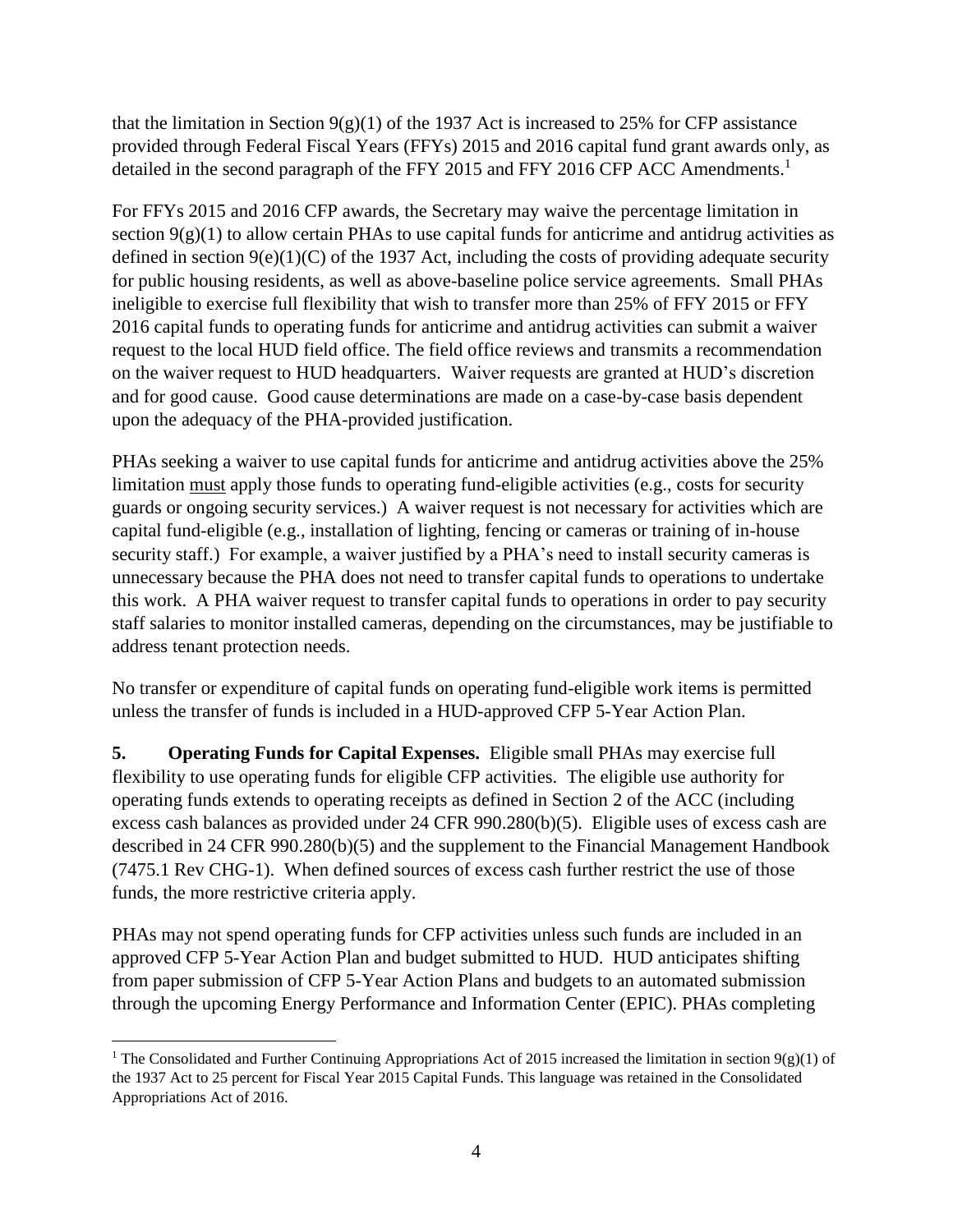that the limitation in Section 9(g)(1) of the 1937 Act is increased to 25% for CFP assistance provided through Federal Fiscal Years (FFYs) 2015 and 2016 capital fund grant awards only, as detailed in the second paragraph of the FFY 2015 and FFY 2016 CFP ACC Amendments.[1]

For FFYs 2015 and 2016 CFP awards, the Secretary may waive the percentage limitation in section 9(g)(1) to allow certain PHAs to use capital funds for anticrime and antidrug activities as defined in section 9(e)(1)(C) of the 1937 Act, including the costs of providing adequate security for public housing residents, as well as above-baseline police service agreements. Small PHAs ineligible to exercise full flexibility that wish to transfer more than 25% of FFY 2015 or FFY 2016 capital funds to operating funds for anticrime and antidrug activities can submit a waiver request to the local HUD field office. The field office reviews and transmits a recommendation on the waiver request to HUD headquarters. Waiver requests are granted at HUD's discretion and for good cause. Good cause determinations are made on a case-by-case basis dependent upon the adequacy of the PHA-provided justification.

PHAs seeking a waiver to use capital funds for anticrime and antidrug activities above the 25% limitation must apply those funds to operating fund-eligible activities (e.g., costs for security guards or ongoing security services.) A waiver request is not necessary for activities which are capital fund-eligible (e.g., installation of lighting, fencing or cameras or training of in-house security staff.) For example, a waiver justified by a PHA's need to install security cameras is unnecessary because the PHA does not need to transfer capital funds to operations to undertake this work. A PHA waiver request to transfer capital funds to operations in order to pay security staff salaries to monitor installed cameras, depending on the circumstances, may be justifiable to address tenant protection needs.

No transfer or expenditure of capital funds on operating fund-eligible work items is permitted unless the transfer of funds is included in a HUD-approved CFP 5-Year Action Plan.

**5. Operating Funds for Capital Expenses.** Eligible small PHAs may exercise full flexibility to use operating funds for eligible CFP activities. The eligible use authority for operating funds extends to operating receipts as defined in Section 2 of the ACC (including excess cash balances as provided under 24 CFR 990.280(b)(5). Eligible uses of excess cash are described in 24 CFR 990.280(b)(5) and the supplement to the Financial Management Handbook (7475.1 Rev CHG-1). When defined sources of excess cash further restrict the use of those funds, the more restrictive criteria apply.

PHAs may not spend operating funds for CFP activities unless such funds are included in an approved CFP 5-Year Action Plan and budget submitted to HUD. HUD anticipates shifting from paper submission of CFP 5-Year Action Plans and budgets to an automated submission through the upcoming Energy Performance and Information Center (EPIC). PHAs completing

[1] The Consolidated and Further Continuing Appropriations Act of 2015 increased the limitation in section 9(g)(1) of the 1937 Act to 25 percent for Fiscal Year 2015 Capital Funds. This language was retained in the Consolidated Appropriations Act of 2016.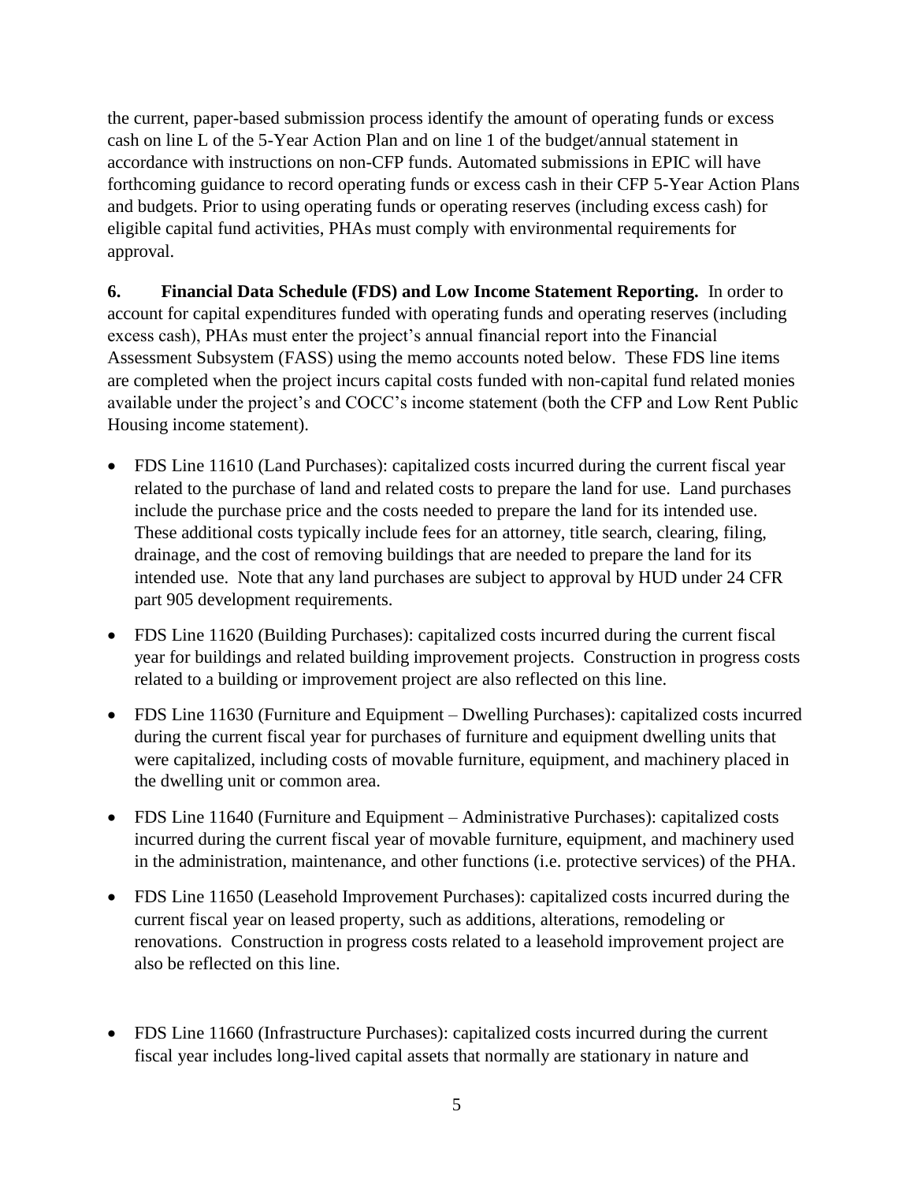the current, paper-based submission process identify the amount of operating funds or excess cash on line L of the 5-Year Action Plan and on line 1 of the budget/annual statement in accordance with instructions on non-CFP funds. Automated submissions in EPIC will have forthcoming guidance to record operating funds or excess cash in their CFP 5-Year Action Plans and budgets. Prior to using operating funds or operating reserves (including excess cash) for eligible capital fund activities, PHAs must comply with environmental requirements for approval.

**6. Financial Data Schedule (FDS) and Low Income Statement Reporting.** In order to account for capital expenditures funded with operating funds and operating reserves (including excess cash), PHAs must enter the project's annual financial report into the Financial Assessment Subsystem (FASS) using the memo accounts noted below. These FDS line items are completed when the project incurs capital costs funded with non-capital fund related monies available under the project's and COCC's income statement (both the CFP and Low Rent Public Housing income statement).

- FDS Line 11610 (Land Purchases): capitalized costs incurred during the current fiscal year related to the purchase of land and related costs to prepare the land for use. Land purchases include the purchase price and the costs needed to prepare the land for its intended use. These additional costs typically include fees for an attorney, title search, clearing, filing, drainage, and the cost of removing buildings that are needed to prepare the land for its intended use. Note that any land purchases are subject to approval by HUD under 24 CFR part 905 development requirements.
- FDS Line 11620 (Building Purchases): capitalized costs incurred during the current fiscal year for buildings and related building improvement projects. Construction in progress costs related to a building or improvement project are also reflected on this line.
- FDS Line 11630 (Furniture and Equipment – Dwelling Purchases): capitalized costs incurred during the current fiscal year for purchases of furniture and equipment dwelling units that were capitalized, including costs of movable furniture, equipment, and machinery placed in the dwelling unit or common area.
- FDS Line 11640 (Furniture and Equipment – Administrative Purchases): capitalized costs incurred during the current fiscal year of movable furniture, equipment, and machinery used in the administration, maintenance, and other functions (i.e. protective services) of the PHA.
- FDS Line 11650 (Leasehold Improvement Purchases): capitalized costs incurred during the current fiscal year on leased property, such as additions, alterations, remodeling or renovations. Construction in progress costs related to a leasehold improvement project are also be reflected on this line.
- FDS Line 11660 (Infrastructure Purchases): capitalized costs incurred during the current fiscal year includes long-lived capital assets that normally are stationary in nature and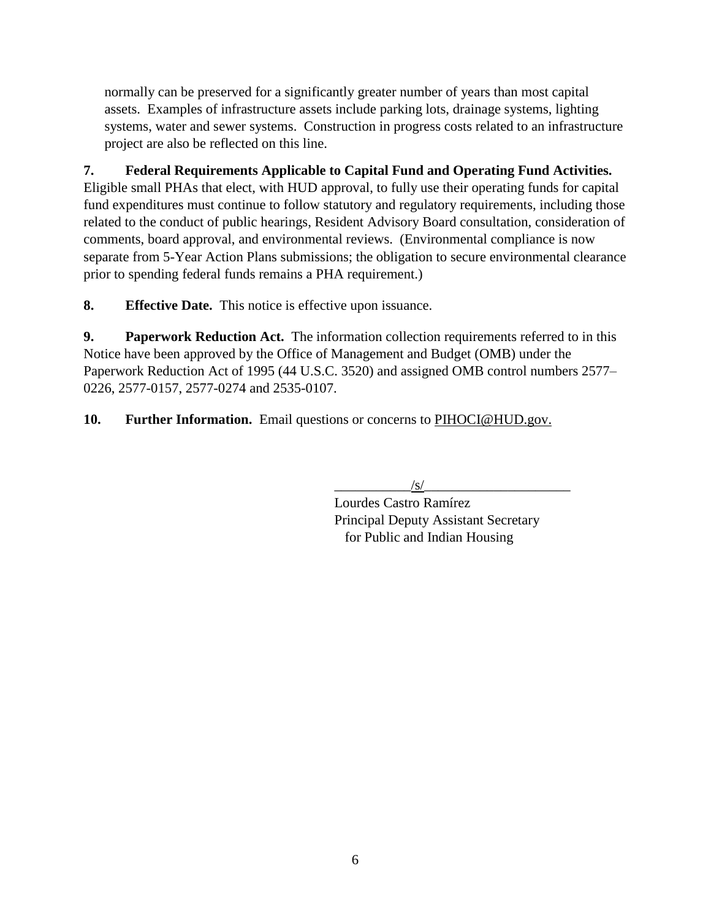normally can be preserved for a significantly greater number of years than most capital assets. Examples of infrastructure assets include parking lots, drainage systems, lighting systems, water and sewer systems. Construction in progress costs related to an infrastructure project are also be reflected on this line.

**7. Federal Requirements Applicable to Capital Fund and Operating Fund Activities.** Eligible small PHAs that elect, with HUD approval, to fully use their operating funds for capital fund expenditures must continue to follow statutory and regulatory requirements, including those related to the conduct of public hearings, Resident Advisory Board consultation, consideration of comments, board approval, and environmental reviews. (Environmental compliance is now separate from 5-Year Action Plans submissions; the obligation to secure environmental clearance prior to spending federal funds remains a PHA requirement.)

**8. Effective Date.** This notice is effective upon issuance.

**9. Paperwork Reduction Act.** The information collection requirements referred to in this Notice have been approved by the Office of Management and Budget (OMB) under the Paperwork Reduction Act of 1995 (44 U.S.C. 3520) and assigned OMB control numbers 2577–0226, 2577-0157, 2577-0274 and 2535-0107.

**10. Further Information.** Email questions or concerns to PIHOCI@HUD.gov.

/s/

Lourdes Castro Ramírez
Principal Deputy Assistant Secretary
for Public and Indian Housing